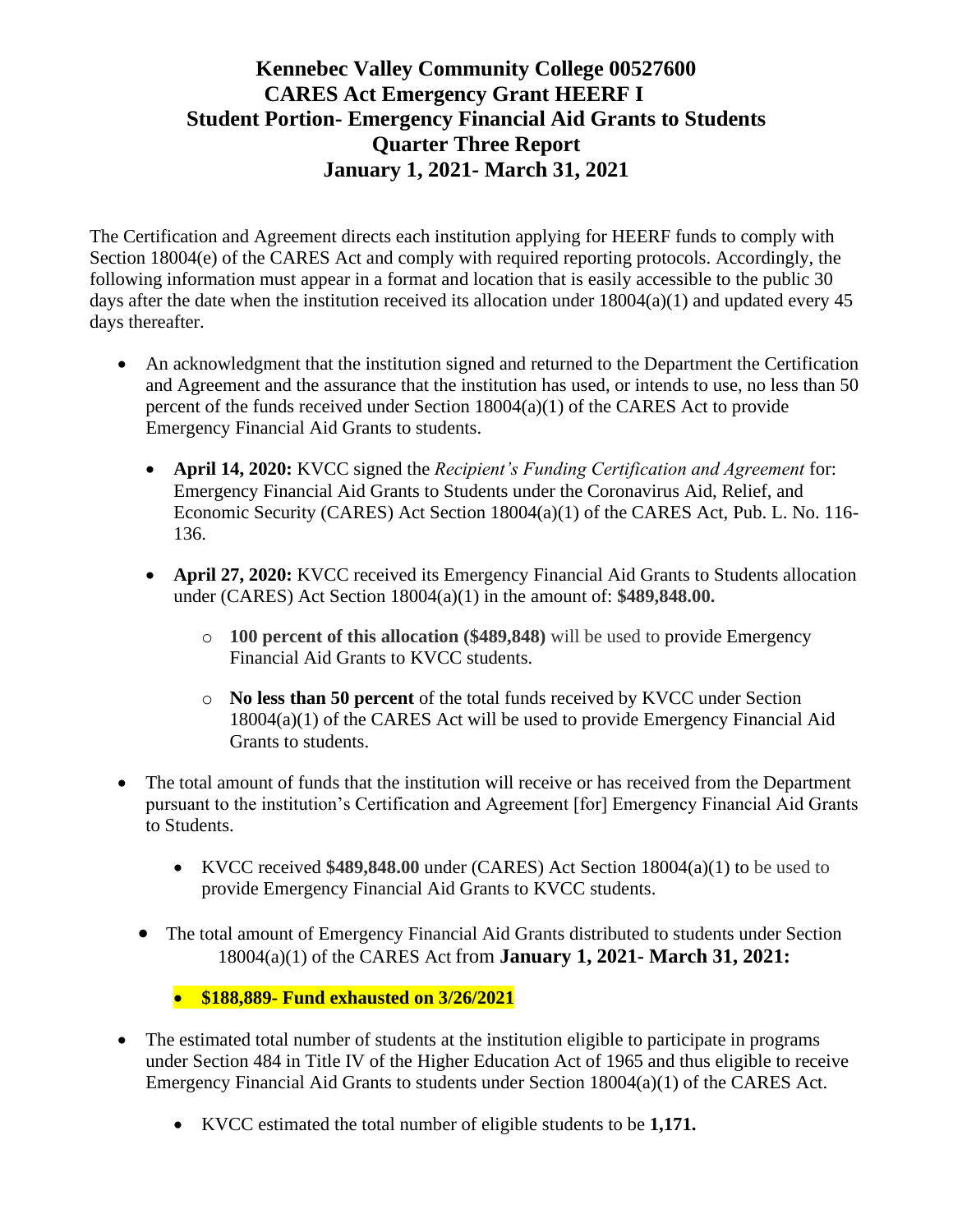# Kennebec Valley Community College 00527600
## CARES Act Emergency Grant HEERF I
## Student Portion- Emergency Financial Aid Grants to Students
## Quarter Three Report
## January 1, 2021- March 31, 2021

The Certification and Agreement directs each institution applying for HEERF funds to comply with Section 18004(e) of the CARES Act and comply with required reporting protocols. Accordingly, the following information must appear in a format and location that is easily accessible to the public 30 days after the date when the institution received its allocation under 18004(a)(1) and updated every 45 days thereafter.

- An acknowledgment that the institution signed and returned to the Department the Certification and Agreement and the assurance that the institution has used, or intends to use, no less than 50 percent of the funds received under Section 18004(a)(1) of the CARES Act to provide Emergency Financial Aid Grants to students.
  - **April 14, 2020:** KVCC signed the *Recipient's Funding Certification and Agreement* for: Emergency Financial Aid Grants to Students under the Coronavirus Aid, Relief, and Economic Security (CARES) Act Section 18004(a)(1) of the CARES Act, Pub. L. No. 116-136.
  - **April 27, 2020:** KVCC received its Emergency Financial Aid Grants to Students allocation under (CARES) Act Section 18004(a)(1) in the amount of: **$489,848.00.**
    - **100 percent of this allocation ($489,848)** will be used to provide Emergency Financial Aid Grants to KVCC students.
    - **No less than 50 percent** of the total funds received by KVCC under Section 18004(a)(1) of the CARES Act will be used to provide Emergency Financial Aid Grants to students.
- The total amount of funds that the institution will receive or has received from the Department pursuant to the institution's Certification and Agreement [for] Emergency Financial Aid Grants to Students.
  - KVCC received **$489,848.00** under (CARES) Act Section 18004(a)(1) to be used to provide Emergency Financial Aid Grants to KVCC students.
  - The total amount of Emergency Financial Aid Grants distributed to students under Section 18004(a)(1) of the CARES Act from **January 1, 2021- March 31, 2021:**
  - **$188,889- Fund exhausted on 3/26/2021**
- The estimated total number of students at the institution eligible to participate in programs under Section 484 in Title IV of the Higher Education Act of 1965 and thus eligible to receive Emergency Financial Aid Grants to students under Section 18004(a)(1) of the CARES Act.
  - KVCC estimated the total number of eligible students to be **1,171.**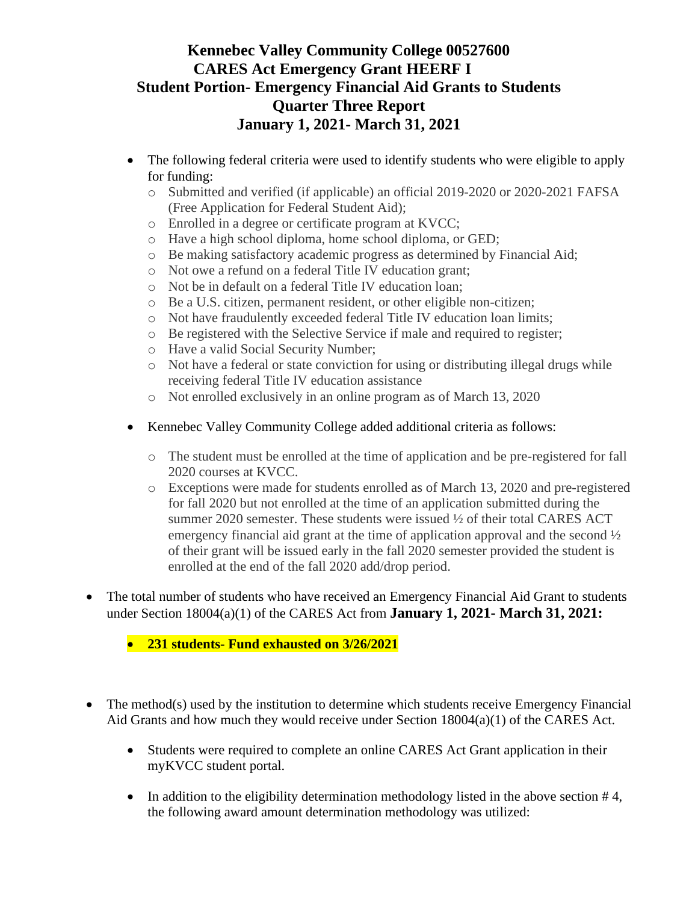# Kennebec Valley Community College 00527600
## CARES Act Emergency Grant HEERF I
## Student Portion- Emergency Financial Aid Grants to Students
## Quarter Three Report
## January 1, 2021- March 31, 2021

- The following federal criteria were used to identify students who were eligible to apply for funding:
  - Submitted and verified (if applicable) an official 2019-2020 or 2020-2021 FAFSA (Free Application for Federal Student Aid);
  - Enrolled in a degree or certificate program at KVCC;
  - Have a high school diploma, home school diploma, or GED;
  - Be making satisfactory academic progress as determined by Financial Aid;
  - Not owe a refund on a federal Title IV education grant;
  - Not be in default on a federal Title IV education loan;
  - Be a U.S. citizen, permanent resident, or other eligible non-citizen;
  - Not have fraudulently exceeded federal Title IV education loan limits;
  - Be registered with the Selective Service if male and required to register;
  - Have a valid Social Security Number;
  - Not have a federal or state conviction for using or distributing illegal drugs while receiving federal Title IV education assistance
  - Not enrolled exclusively in an online program as of March 13, 2020

- Kennebec Valley Community College added additional criteria as follows:
  - The student must be enrolled at the time of application and be pre-registered for fall 2020 courses at KVCC.
  - Exceptions were made for students enrolled as of March 13, 2020 and pre-registered for fall 2020 but not enrolled at the time of an application submitted during the summer 2020 semester. These students were issued ½ of their total CARES ACT emergency financial aid grant at the time of application approval and the second ½ of their grant will be issued early in the fall 2020 semester provided the student is enrolled at the end of the fall 2020 add/drop period.

- The total number of students who have received an Emergency Financial Aid Grant to students under Section 18004(a)(1) of the CARES Act from **January 1, 2021- March 31, 2021:**
  - **231 students- Fund exhausted on 3/26/2021**

- The method(s) used by the institution to determine which students receive Emergency Financial Aid Grants and how much they would receive under Section 18004(a)(1) of the CARES Act.
  - Students were required to complete an online CARES Act Grant application in their myKVCC student portal.
  - In addition to the eligibility determination methodology listed in the above section # 4, the following award amount determination methodology was utilized: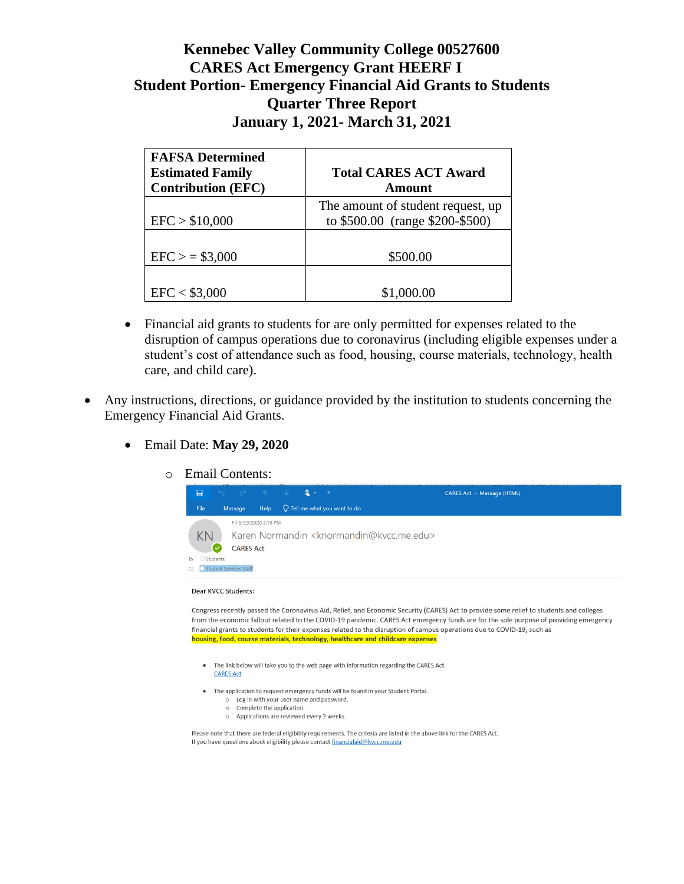# Kennebec Valley Community College 00527600
## CARES Act Emergency Grant HEERF I
## Student Portion- Emergency Financial Aid Grants to Students
## Quarter Three Report
## January 1, 2021- March 31, 2021

| FAFSA Determined Estimated Family Contribution (EFC) | Total CARES ACT Award Amount |
|---|---|
| EFC > $10,000 | The amount of student request, up to $500.00 (range $200-$500) |
| EFC > = $3,000 | $500.00 |
| EFC < $3,000 | $1,000.00 |

- Financial aid grants to students for are only permitted for expenses related to the disruption of campus operations due to coronavirus (including eligible expenses under a student's cost of attendance such as food, housing, course materials, technology, health care, and child care).

- Any instructions, directions, or guidance provided by the institution to students concerning the Emergency Financial Aid Grants.
  - Email Date: **May 29, 2020**
    - Email Contents:

CARES Act - Message (HTML)

Fri 5/29/2020 3:18 PM

Karen Normandin <knormandin@kvcc.me.edu>

CARES Act

To Students

Cc Student Services Staff

Dear KVCC Students:

Congress recently passed the Coronavirus Aid, Relief, and Economic Security (CARES) Act to provide some relief to students and colleges from the economic fallout related to the COVID-19 pandemic. CARES Act emergency funds are for the sole purpose of providing emergency financial grants to students for their expenses related to the disruption of campus operations due to COVID-19, such as **housing, food, course materials, technology, healthcare and childcare expenses**

- The link below will take you to the web page with information regarding the CARES Act.
  CARES Act
- The application to request emergency funds will be found in your Student Portal.
  - Log in with your user name and password.
  - Complete the application.
  - Applications are reviewed every 2 weeks.

Please note that there are federal eligibility requirements. The criteria are listed in the above link for the CARES Act.
If you have questions about eligibility please contact financialaid@kvcc.me.edu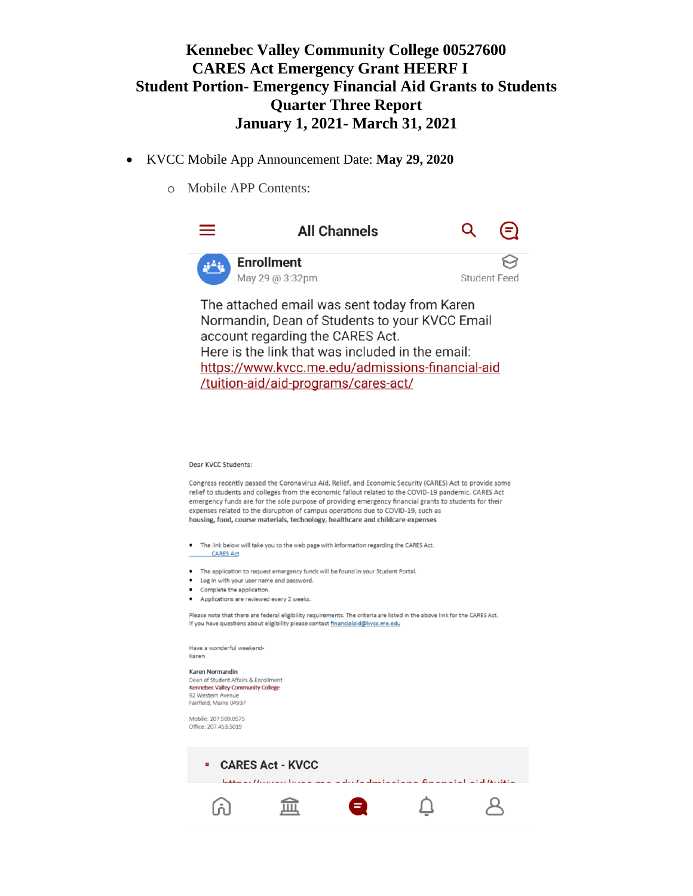**Kennebec Valley Community College 00527600**
**CARES Act Emergency Grant HEERF I**
**Student Portion- Emergency Financial Aid Grants to Students**
**Quarter Three Report**
**January 1, 2021- March 31, 2021**

- KVCC Mobile App Announcement Date: **May 29, 2020**
  - Mobile APP Contents:

All Channels

**Enrollment**
May 29 @ 3:32pm
Student Feed

The attached email was sent today from Karen Normandin, Dean of Students to your KVCC Email account regarding the CARES Act.
Here is the link that was included in the email:
https://www.kvcc.me.edu/admissions-financial-aid/tuition-aid/aid-programs/cares-act/

Dear KVCC Students:

Congress recently passed the Coronavirus Aid, Relief, and Economic Security (CARES) Act to provide some relief to students and colleges from the economic fallout related to the COVID-19 pandemic. CARES Act emergency funds are for the sole purpose of providing emergency financial grants to students for their expenses related to the disruption of campus operations due to COVID-19, such as **housing, food, course materials, technology, healthcare and childcare expenses**

- The link below will take you to the web page with information regarding the CARES Act.
  CARES Act
- The application to request emergency funds will be found in your Student Portal.
- Log in with your user name and password.
- Complete the application.
- Applications are reviewed every 2 weeks.

Please note that there are federal eligibility requirements. The criteria are listed in the above link for the CARES Act.
If you have questions about eligibility please contact financialaid@kvcc.me.edu

Have a wonderful weekend-
Karen

Karen Normandin
Dean of Student Affairs & Enrollment
Kennebec Valley Community College
92 Western Avenue
Fairfield, Maine 04937

Mobile: 207.509.0575
Office: 207.453.5019

CARES Act - KVCC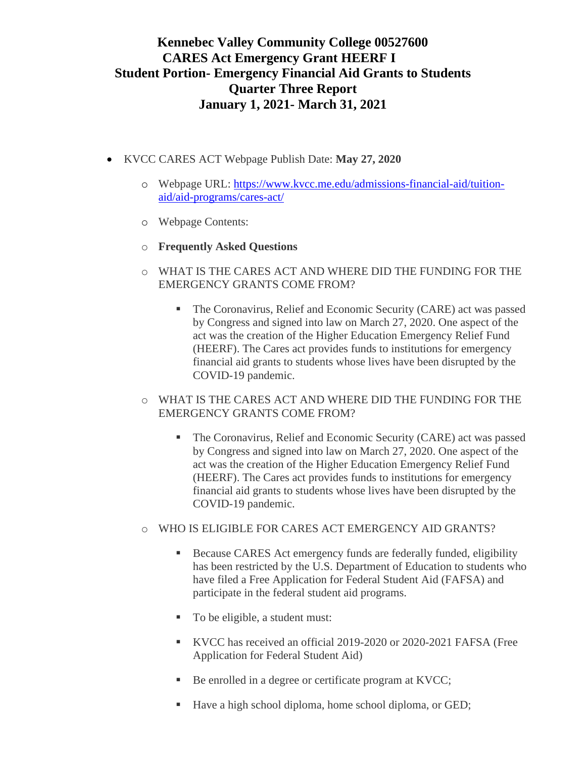# Kennebec Valley Community College 00527600
## CARES Act Emergency Grant HEERF I
## Student Portion- Emergency Financial Aid Grants to Students
## Quarter Three Report
## January 1, 2021- March 31, 2021

- KVCC CARES ACT Webpage Publish Date: **May 27, 2020**
  - Webpage URL: [https://www.kvcc.me.edu/admissions-financial-aid/tuition-aid/aid-programs/cares-act/](https://www.kvcc.me.edu/admissions-financial-aid/tuition-aid/aid-programs/cares-act/)
  - Webpage Contents:
  - **Frequently Asked Questions**
  - WHAT IS THE CARES ACT AND WHERE DID THE FUNDING FOR THE EMERGENCY GRANTS COME FROM?
    - The Coronavirus, Relief and Economic Security (CARE) act was passed by Congress and signed into law on March 27, 2020. One aspect of the act was the creation of the Higher Education Emergency Relief Fund (HEERF). The Cares act provides funds to institutions for emergency financial aid grants to students whose lives have been disrupted by the COVID-19 pandemic.
  - WHAT IS THE CARES ACT AND WHERE DID THE FUNDING FOR THE EMERGENCY GRANTS COME FROM?
    - The Coronavirus, Relief and Economic Security (CARE) act was passed by Congress and signed into law on March 27, 2020. One aspect of the act was the creation of the Higher Education Emergency Relief Fund (HEERF). The Cares act provides funds to institutions for emergency financial aid grants to students whose lives have been disrupted by the COVID-19 pandemic.
  - WHO IS ELIGIBLE FOR CARES ACT EMERGENCY AID GRANTS?
    - Because CARES Act emergency funds are federally funded, eligibility has been restricted by the U.S. Department of Education to students who have filed a Free Application for Federal Student Aid (FAFSA) and participate in the federal student aid programs.
    - To be eligible, a student must:
    - KVCC has received an official 2019-2020 or 2020-2021 FAFSA (Free Application for Federal Student Aid)
    - Be enrolled in a degree or certificate program at KVCC;
    - Have a high school diploma, home school diploma, or GED;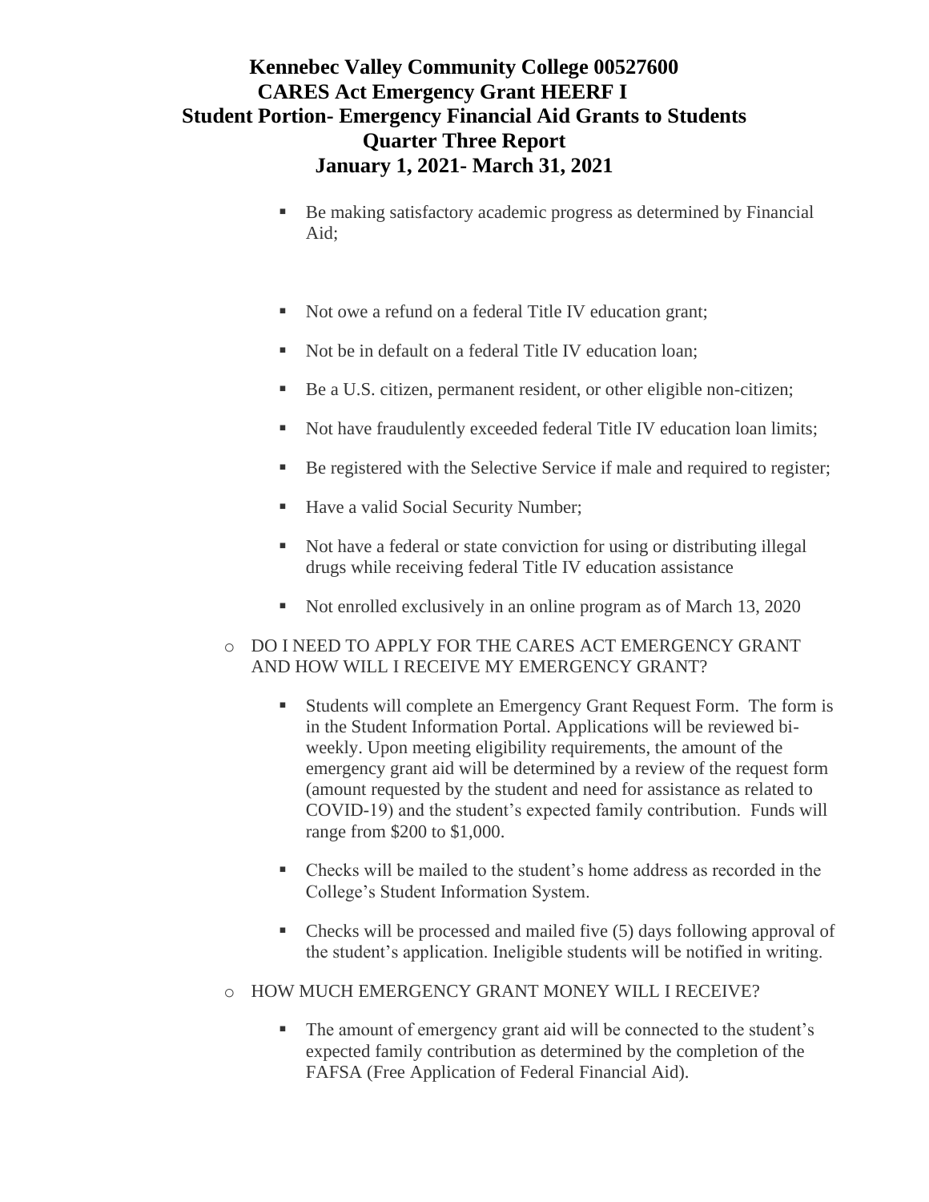# Kennebec Valley Community College 00527600
## CARES Act Emergency Grant HEERF I
## Student Portion- Emergency Financial Aid Grants to Students
## Quarter Three Report
## January 1, 2021- March 31, 2021

- Be making satisfactory academic progress as determined by Financial Aid;
- Not owe a refund on a federal Title IV education grant;
- Not be in default on a federal Title IV education loan;
- Be a U.S. citizen, permanent resident, or other eligible non-citizen;
- Not have fraudulently exceeded federal Title IV education loan limits;
- Be registered with the Selective Service if male and required to register;
- Have a valid Social Security Number;
- Not have a federal or state conviction for using or distributing illegal drugs while receiving federal Title IV education assistance
- Not enrolled exclusively in an online program as of March 13, 2020

- DO I NEED TO APPLY FOR THE CARES ACT EMERGENCY GRANT AND HOW WILL I RECEIVE MY EMERGENCY GRANT?
  - Students will complete an Emergency Grant Request Form. The form is in the Student Information Portal. Applications will be reviewed bi-weekly. Upon meeting eligibility requirements, the amount of the emergency grant aid will be determined by a review of the request form (amount requested by the student and need for assistance as related to COVID-19) and the student's expected family contribution. Funds will range from $200 to $1,000.
  - Checks will be mailed to the student's home address as recorded in the College's Student Information System.
  - Checks will be processed and mailed five (5) days following approval of the student's application. Ineligible students will be notified in writing.
- HOW MUCH EMERGENCY GRANT MONEY WILL I RECEIVE?
  - The amount of emergency grant aid will be connected to the student's expected family contribution as determined by the completion of the FAFSA (Free Application of Federal Financial Aid).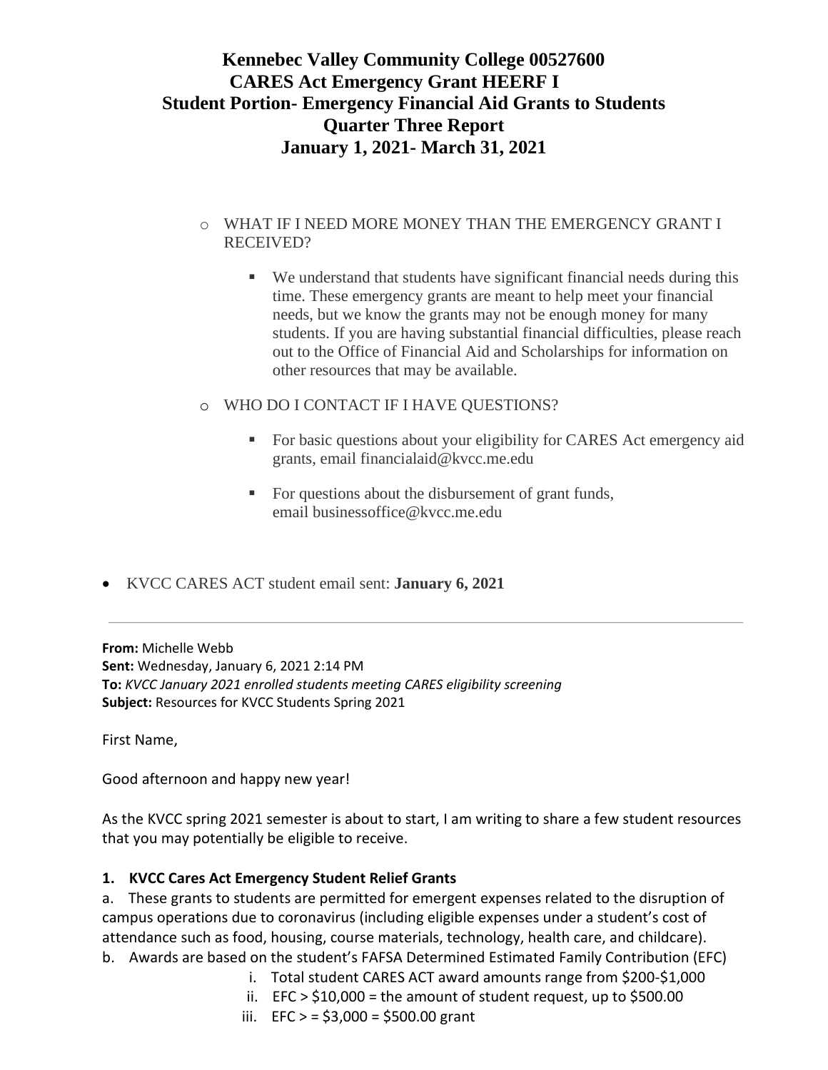# Kennebec Valley Community College 00527600
# CARES Act Emergency Grant HEERF I
# Student Portion- Emergency Financial Aid Grants to Students
# Quarter Three Report
# January 1, 2021- March 31, 2021

- WHAT IF I NEED MORE MONEY THAN THE EMERGENCY GRANT I RECEIVED?
  - We understand that students have significant financial needs during this time. These emergency grants are meant to help meet your financial needs, but we know the grants may not be enough money for many students. If you are having substantial financial difficulties, please reach out to the Office of Financial Aid and Scholarships for information on other resources that may be available.
- WHO DO I CONTACT IF I HAVE QUESTIONS?
  - For basic questions about your eligibility for CARES Act emergency aid grants, email financialaid@kvcc.me.edu
  - For questions about the disbursement of grant funds, email businessoffice@kvcc.me.edu

- KVCC CARES ACT student email sent: **January 6, 2021**

---

**From:** Michelle Webb
**Sent:** Wednesday, January 6, 2021 2:14 PM
**To:** *KVCC January 2021 enrolled students meeting CARES eligibility screening*
**Subject:** Resources for KVCC Students Spring 2021

First Name,

Good afternoon and happy new year!

As the KVCC spring 2021 semester is about to start, I am writing to share a few student resources that you may potentially be eligible to receive.

**1. KVCC Cares Act Emergency Student Relief Grants**

a. These grants to students are permitted for emergent expenses related to the disruption of campus operations due to coronavirus (including eligible expenses under a student's cost of attendance such as food, housing, course materials, technology, health care, and childcare).

b. Awards are based on the student's FAFSA Determined Estimated Family Contribution (EFC)

   i. Total student CARES ACT award amounts range from $200-$1,000

   ii. EFC > $10,000 = the amount of student request, up to $500.00

   iii. EFC > = $3,000 = $500.00 grant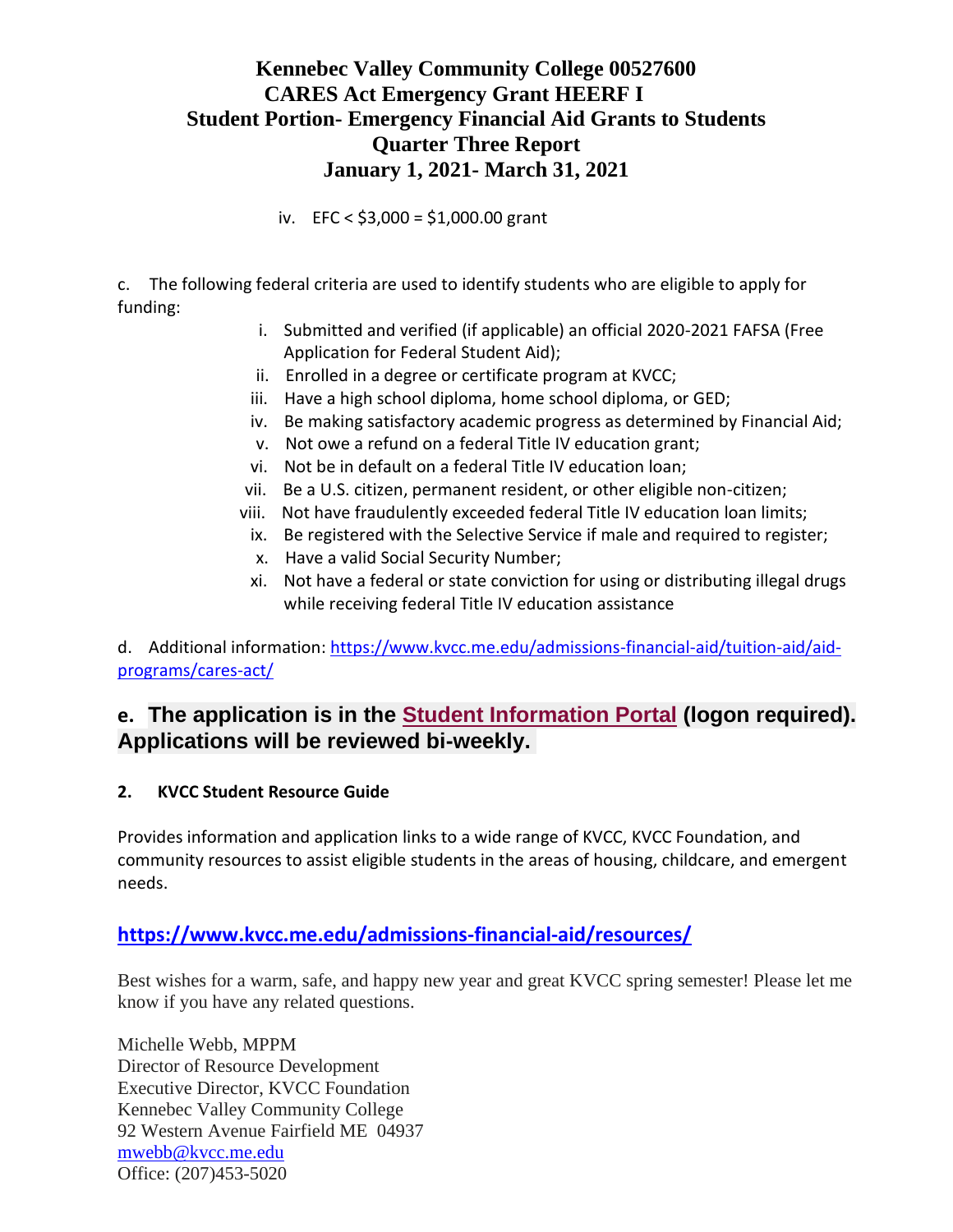# Kennebec Valley Community College 00527600
## CARES Act Emergency Grant HEERF I
## Student Portion- Emergency Financial Aid Grants to Students
## Quarter Three Report
## January 1, 2021- March 31, 2021

iv. EFC < $3,000 = $1,000.00 grant

c. The following federal criteria are used to identify students who are eligible to apply for funding:

i. Submitted and verified (if applicable) an official 2020-2021 FAFSA (Free Application for Federal Student Aid);
ii. Enrolled in a degree or certificate program at KVCC;
iii. Have a high school diploma, home school diploma, or GED;
iv. Be making satisfactory academic progress as determined by Financial Aid;
v. Not owe a refund on a federal Title IV education grant;
vi. Not be in default on a federal Title IV education loan;
vii. Be a U.S. citizen, permanent resident, or other eligible non-citizen;
viii. Not have fraudulently exceeded federal Title IV education loan limits;
ix. Be registered with the Selective Service if male and required to register;
x. Have a valid Social Security Number;
xi. Not have a federal or state conviction for using or distributing illegal drugs while receiving federal Title IV education assistance

d. Additional information: https://www.kvcc.me.edu/admissions-financial-aid/tuition-aid/aid-programs/cares-act/

**e. The application is in the Student Information Portal (logon required). Applications will be reviewed bi-weekly.**

**2. KVCC Student Resource Guide**

Provides information and application links to a wide range of KVCC, KVCC Foundation, and community resources to assist eligible students in the areas of housing, childcare, and emergent needs.

**https://www.kvcc.me.edu/admissions-financial-aid/resources/**

Best wishes for a warm, safe, and happy new year and great KVCC spring semester! Please let me know if you have any related questions.

Michelle Webb, MPPM
Director of Resource Development
Executive Director, KVCC Foundation
Kennebec Valley Community College
92 Western Avenue Fairfield ME 04937
mwebb@kvcc.me.edu
Office: (207)453-5020